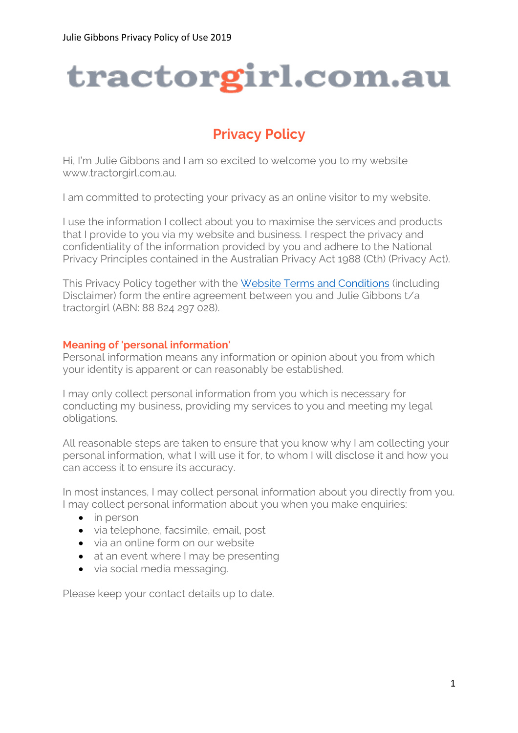# tractorgirl.com.au

## Privacy Policy

Hi, I'm Julie Gibbons and I am so excited to welcome you to my website www.tractorgirl.com.au.

I am committed to protecting your privacy as an online visitor to my website.

I use the information I collect about you to maximise the services and products that I provide to you via my website and business. I respect the privacy and confidentiality of the information provided by you and adhere to the National Privacy Principles contained in the Australian Privacy Act 1988 (Cth) (Privacy Act).

This Privacy Policy together with the Website Terms and Conditions (including Disclaimer) form the entire agreement between you and Julie Gibbons t/a tractorgirl (ABN: 88 824 297 028).

### Meaning of 'personal information'

Personal information means any information or opinion about you from which your identity is apparent or can reasonably be established.

I may only collect personal information from you which is necessary for conducting my business, providing my services to you and meeting my legal obligations.

All reasonable steps are taken to ensure that you know why I am collecting your personal information, what I will use it for, to whom I will disclose it and how you can access it to ensure its accuracy.

In most instances, I may collect personal information about you directly from you. I may collect personal information about you when you make enquiries:

- in person
- via telephone, facsimile, email, post
- via an online form on our website
- at an event where I may be presenting
- via social media messaging.

Please keep your contact details up to date.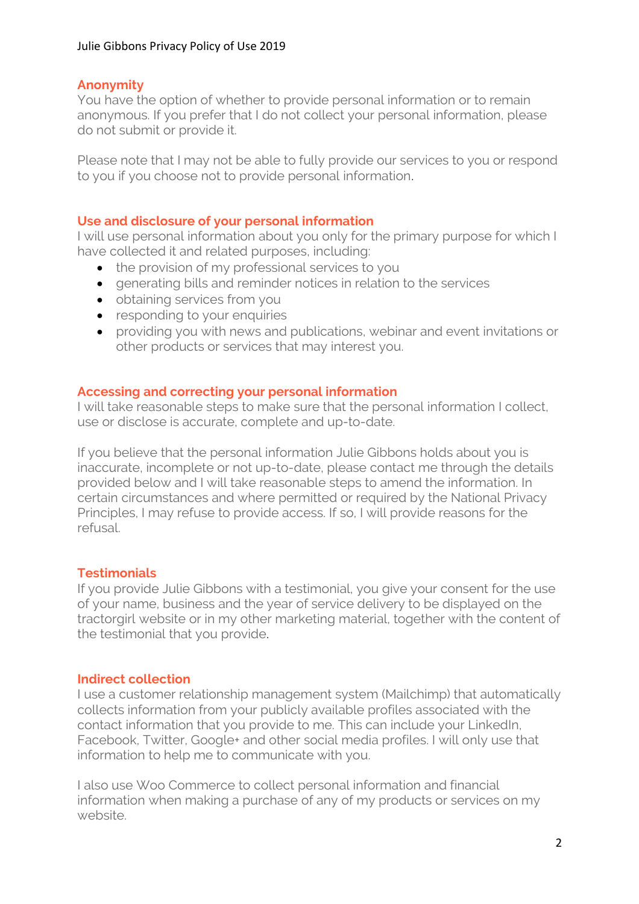## Anonymity

You have the option of whether to provide personal information or to remain anonymous. If you prefer that I do not collect your personal information, please do not submit or provide it.

Please note that I may not be able to fully provide our services to you or respond to you if you choose not to provide personal information.

## Use and disclosure of your personal information

I will use personal information about you only for the primary purpose for which I have collected it and related purposes, including:

- the provision of my professional services to you
- generating bills and reminder notices in relation to the services
- obtaining services from you
- responding to your enquiries
- providing you with news and publications, webinar and event invitations or other products or services that may interest you.

## Accessing and correcting your personal information

I will take reasonable steps to make sure that the personal information I collect, use or disclose is accurate, complete and up-to-date.

If you believe that the personal information Julie Gibbons holds about you is inaccurate, incomplete or not up-to-date, please contact me through the details provided below and I will take reasonable steps to amend the information. In certain circumstances and where permitted or required by the National Privacy Principles, I may refuse to provide access. If so, I will provide reasons for the refusal.

## Testimonials

If you provide Julie Gibbons with a testimonial, you give your consent for the use of your name, business and the year of service delivery to be displayed on the tractorgirl website or in my other marketing material, together with the content of the testimonial that you provide.

## Indirect collection

I use a customer relationship management system (Mailchimp) that automatically collects information from your publicly available profiles associated with the contact information that you provide to me. This can include your LinkedIn, Facebook, Twitter, Google+ and other social media profiles. I will only use that information to help me to communicate with you.

I also use Woo Commerce to collect personal information and financial information when making a purchase of any of my products or services on my website.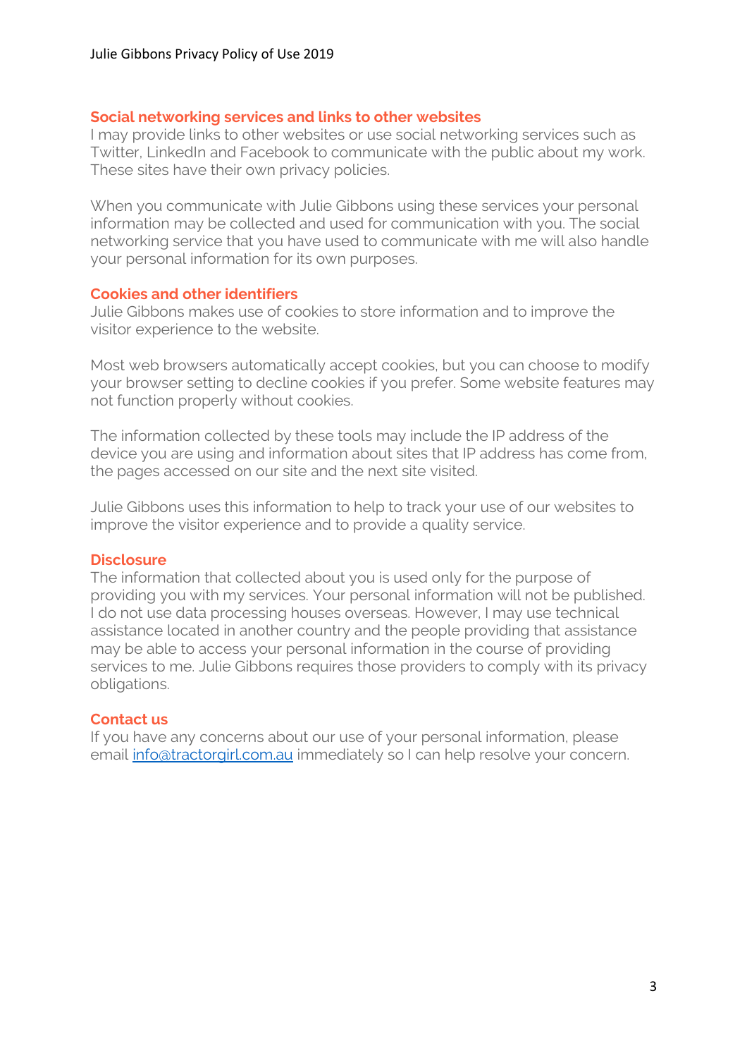## Social networking services and links to other websites

I may provide links to other websites or use social networking services such as Twitter, LinkedIn and Facebook to communicate with the public about my work. These sites have their own privacy policies.

When you communicate with Julie Gibbons using these services your personal information may be collected and used for communication with you. The social networking service that you have used to communicate with me will also handle your personal information for its own purposes.

## Cookies and other identifiers

Julie Gibbons makes use of cookies to store information and to improve the visitor experience to the website.

Most web browsers automatically accept cookies, but you can choose to modify your browser setting to decline cookies if you prefer. Some website features may not function properly without cookies.

The information collected by these tools may include the IP address of the device you are using and information about sites that IP address has come from, the pages accessed on our site and the next site visited.

Julie Gibbons uses this information to help to track your use of our websites to improve the visitor experience and to provide a quality service.

## Disclosure

The information that collected about you is used only for the purpose of providing you with my services. Your personal information will not be published. I do not use data processing houses overseas. However, I may use technical assistance located in another country and the people providing that assistance may be able to access your personal information in the course of providing services to me. Julie Gibbons requires those providers to comply with its privacy obligations.

## Contact us

If you have any concerns about our use of your personal information, please email [info@tractorgirl.com.au](mailto:info@tractorgirl.com.au) immediately so I can help resolve your concern.